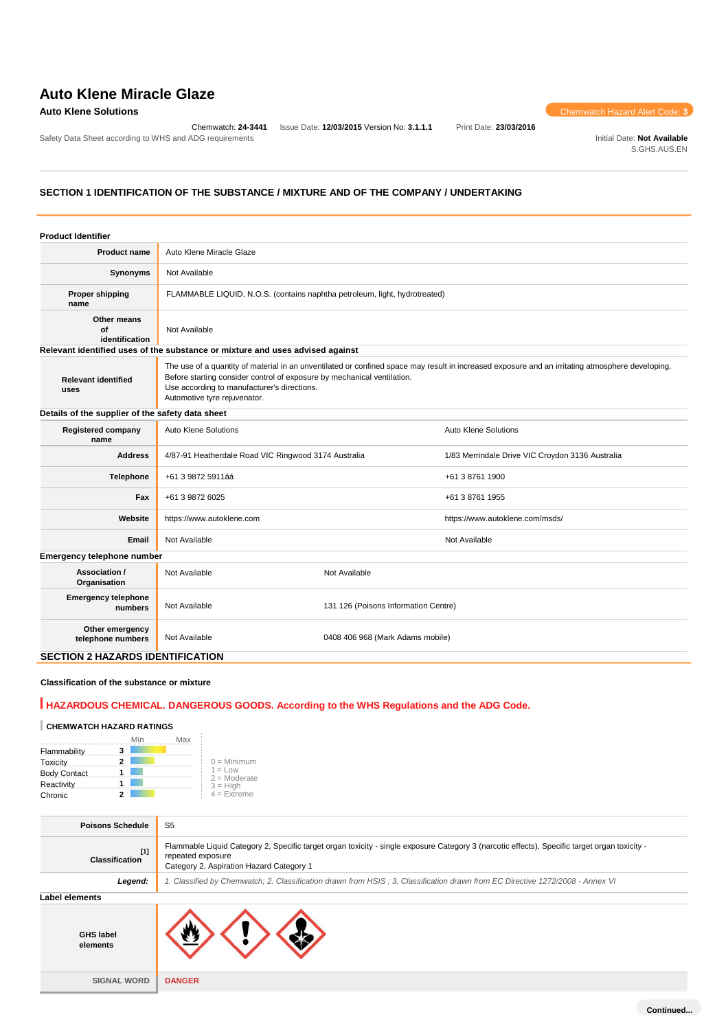# Auto Klene Miracle Glaze

**Auto Klene Solutions**

Chemwatch Hazard Alert Code: 3

Chemwatch: **24-3441** Issue Date: **12/03/2015** Version No: **3.1.1.1** Print Date: **23/03/2016**

Safety Data Sheet according to WHS and ADG requirements

Initial Date: **Not Available**
S.GHS.AUS.EN

## SECTION 1 IDENTIFICATION OF THE SUBSTANCE / MIXTURE AND OF THE COMPANY / UNDERTAKING

### Product Identifier

| | |
|---|---|
| **Product name** | Auto Klene Miracle Glaze |
| **Synonyms** | Not Available |
| **Proper shipping name** | FLAMMABLE LIQUID, N.O.S. (contains naphtha petroleum, light, hydrotreated) |
| **Other means of identification** | Not Available |

### Relevant identified uses of the substance or mixture and uses advised against

| | |
|---|---|
| **Relevant identified uses** | The use of a quantity of material in an unventilated or confined space may result in increased exposure and an irritating atmosphere developing. Before starting consider control of exposure by mechanical ventilation.<br>Use according to manufacturer's directions.<br>Automotive tyre rejuvenator. |

### Details of the supplier of the safety data sheet

| | | |
|---|---|---|
| **Registered company name** | Auto Klene Solutions | Auto Klene Solutions |
| **Address** | 4/87-91 Heatherdale Road VIC Ringwood 3174 Australia | 1/83 Merrindale Drive VIC Croydon 3136 Australia |
| **Telephone** | +61 3 9872 5911áá | +61 3 8761 1900 |
| **Fax** | +61 3 9872 6025 | +61 3 8761 1955 |
| **Website** | https://www.autoklene.com | https://www.autoklene.com/msds/ |
| **Email** | Not Available | Not Available |

### Emergency telephone number

| | | |
|---|---|---|
| **Association / Organisation** | Not Available | Not Available |
| **Emergency telephone numbers** | Not Available | 131 126 (Poisons Information Centre) |
| **Other emergency telephone numbers** | Not Available | 0408 406 968 (Mark Adams mobile) |

## SECTION 2 HAZARDS IDENTIFICATION

### Classification of the substance or mixture

**HAZARDOUS CHEMICAL. DANGEROUS GOODS. According to the WHS Regulations and the ADG Code.**

#### CHEMWATCH HAZARD RATINGS

| | Rating |
|---|---|
| Flammability | 3 |
| Toxicity | 2 |
| Body Contact | 1 |
| Reactivity | 1 |
| Chronic | 2 |

0 = Minimum
1 = Low
2 = Moderate
3 = High
4 = Extreme

| | |
|---|---|
| **Poisons Schedule** | S5 |
| **Classification [1]** | Flammable Liquid Category 2, Specific target organ toxicity - single exposure Category 3 (narcotic effects), Specific target organ toxicity - repeated exposure Category 2, Aspiration Hazard Category 1 |
| ***Legend:*** | *1. Classified by Chemwatch; 2. Classification drawn from HSIS ; 3. Classification drawn from EC Directive 1272/2008 - Annex VI* |

### Label elements

| | |
|---|---|
| **GHS label elements** | |
| **SIGNAL WORD** | **DANGER** |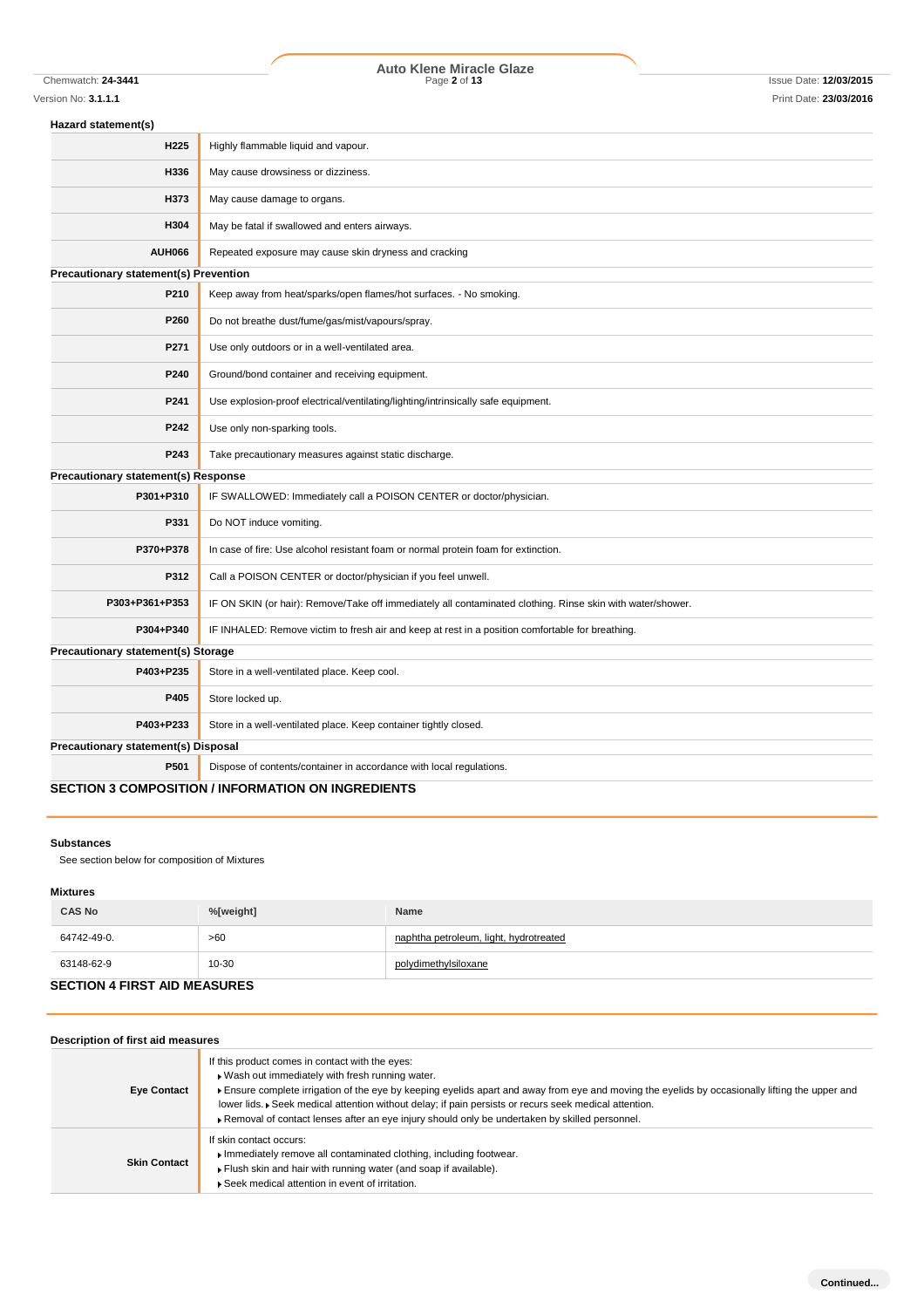### Hazard statement(s)

| | |
|---|---|
| **H225** | Highly flammable liquid and vapour. |
| **H336** | May cause drowsiness or dizziness. |
| **H373** | May cause damage to organs. |
| **H304** | May be fatal if swallowed and enters airways. |
| **AUH066** | Repeated exposure may cause skin dryness and cracking |

### Precautionary statement(s) Prevention

| | |
|---|---|
| **P210** | Keep away from heat/sparks/open flames/hot surfaces. - No smoking. |
| **P260** | Do not breathe dust/fume/gas/mist/vapours/spray. |
| **P271** | Use only outdoors or in a well-ventilated area. |
| **P240** | Ground/bond container and receiving equipment. |
| **P241** | Use explosion-proof electrical/ventilating/lighting/intrinsically safe equipment. |
| **P242** | Use only non-sparking tools. |
| **P243** | Take precautionary measures against static discharge. |

### Precautionary statement(s) Response

| | |
|---|---|
| **P301+P310** | IF SWALLOWED: Immediately call a POISON CENTER or doctor/physician. |
| **P331** | Do NOT induce vomiting. |
| **P370+P378** | In case of fire: Use alcohol resistant foam or normal protein foam for extinction. |
| **P312** | Call a POISON CENTER or doctor/physician if you feel unwell. |
| **P303+P361+P353** | IF ON SKIN (or hair): Remove/Take off immediately all contaminated clothing. Rinse skin with water/shower. |
| **P304+P340** | IF INHALED: Remove victim to fresh air and keep at rest in a position comfortable for breathing. |

### Precautionary statement(s) Storage

| | |
|---|---|
| **P403+P235** | Store in a well-ventilated place. Keep cool. |
| **P405** | Store locked up. |
| **P403+P233** | Store in a well-ventilated place. Keep container tightly closed. |

### Precautionary statement(s) Disposal

| | |
|---|---|
| **P501** | Dispose of contents/container in accordance with local regulations. |

## SECTION 3 COMPOSITION / INFORMATION ON INGREDIENTS

### Substances

See section below for composition of Mixtures

### Mixtures

| CAS No | %[weight] | Name |
|---|---|---|
| 64742-49-0. | >60 | naphtha petroleum, light, hydrotreated |
| 63148-62-9 | 10-30 | polydimethylsiloxane |

## SECTION 4 FIRST AID MEASURES

### Description of first aid measures

| | |
|---|---|
| **Eye Contact** | If this product comes in contact with the eyes:<br>▸ Wash out immediately with fresh running water.<br>▸ Ensure complete irrigation of the eye by keeping eyelids apart and away from eye and moving the eyelids by occasionally lifting the upper and lower lids. ▸ Seek medical attention without delay; if pain persists or recurs seek medical attention.<br>▸ Removal of contact lenses after an eye injury should only be undertaken by skilled personnel. |
| **Skin Contact** | If skin contact occurs:<br>▸ Immediately remove all contaminated clothing, including footwear.<br>▸ Flush skin and hair with running water (and soap if available).<br>▸ Seek medical attention in event of irritation. |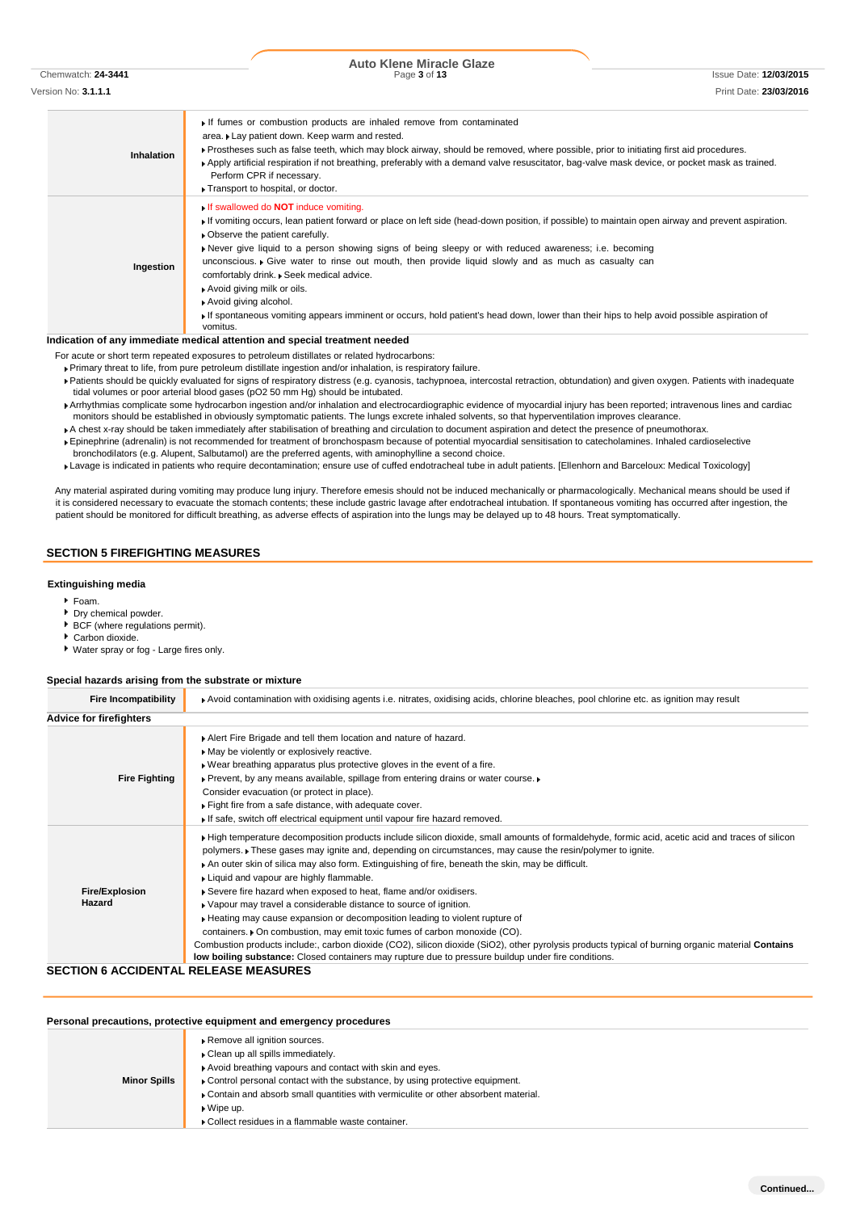| | |
|---|---|
| **Inhalation** | ▸ If fumes or combustion products are inhaled remove from contaminated area. ▸ Lay patient down. Keep warm and rested.<br>▸ Prostheses such as false teeth, which may block airway, should be removed, where possible, prior to initiating first aid procedures.<br>▸ Apply artificial respiration if not breathing, preferably with a demand valve resuscitator, bag-valve mask device, or pocket mask as trained. Perform CPR if necessary.<br>▸ Transport to hospital, or doctor. |
| **Ingestion** | ▸ If swallowed do **NOT** induce vomiting.<br>▸ If vomiting occurs, lean patient forward or place on left side (head-down position, if possible) to maintain open airway and prevent aspiration.<br>▸ Observe the patient carefully.<br>▸ Never give liquid to a person showing signs of being sleepy or with reduced awareness; i.e. becoming unconscious. ▸ Give water to rinse out mouth, then provide liquid slowly and as much as casualty can comfortably drink. ▸ Seek medical advice.<br>▸ Avoid giving milk or oils.<br>▸ Avoid giving alcohol.<br>▸ If spontaneous vomiting appears imminent or occurs, hold patient's head down, lower than their hips to help avoid possible aspiration of vomitus. |

**Indication of any immediate medical attention and special treatment needed**

For acute or short term repeated exposures to petroleum distillates or related hydrocarbons:

- Primary threat to life, from pure petroleum distillate ingestion and/or inhalation, is respiratory failure.
- Patients should be quickly evaluated for signs of respiratory distress (e.g. cyanosis, tachypnoea, intercostal retraction, obtundation) and given oxygen. Patients with inadequate tidal volumes or poor arterial blood gases (pO2 50 mm Hg) should be intubated.
- Arrhythmias complicate some hydrocarbon ingestion and/or inhalation and electrocardiographic evidence of myocardial injury has been reported; intravenous lines and cardiac monitors should be established in obviously symptomatic patients. The lungs excrete inhaled solvents, so that hyperventilation improves clearance.
- A chest x-ray should be taken immediately after stabilisation of breathing and circulation to document aspiration and detect the presence of pneumothorax.
- Epinephrine (adrenalin) is not recommended for treatment of bronchospasm because of potential myocardial sensitisation to catecholamines. Inhaled cardioselective bronchodilators (e.g. Alupent, Salbutamol) are the preferred agents, with aminophylline a second choice.
- Lavage is indicated in patients who require decontamination; ensure use of cuffed endotracheal tube in adult patients. [Ellenhorn and Barceloux: Medical Toxicology]

Any material aspirated during vomiting may produce lung injury. Therefore emesis should not be induced mechanically or pharmacologically. Mechanical means should be used if it is considered necessary to evacuate the stomach contents; these include gastric lavage after endotracheal intubation. If spontaneous vomiting has occurred after ingestion, the patient should be monitored for difficult breathing, as adverse effects of aspiration into the lungs may be delayed up to 48 hours. Treat symptomatically.

## SECTION 5 FIREFIGHTING MEASURES

### Extinguishing media

- Foam.
- Dry chemical powder.
- BCF (where regulations permit).
- Carbon dioxide.
- Water spray or fog - Large fires only.

### Special hazards arising from the substrate or mixture

| | |
|---|---|
| **Fire Incompatibility** | ▸ Avoid contamination with oxidising agents i.e. nitrates, oxidising acids, chlorine bleaches, pool chlorine etc. as ignition may result |

### Advice for firefighters

| | |
|---|---|
| **Fire Fighting** | ▸ Alert Fire Brigade and tell them location and nature of hazard.<br>▸ May be violently or explosively reactive.<br>▸ Wear breathing apparatus plus protective gloves in the event of a fire.<br>▸ Prevent, by any means available, spillage from entering drains or water course. ▸ Consider evacuation (or protect in place).<br>▸ Fight fire from a safe distance, with adequate cover.<br>▸ If safe, switch off electrical equipment until vapour fire hazard removed. |
| **Fire/Explosion Hazard** | ▸ High temperature decomposition products include silicon dioxide, small amounts of formaldehyde, formic acid, acetic acid and traces of silicon polymers. ▸ These gases may ignite and, depending on circumstances, may cause the resin/polymer to ignite.<br>▸ An outer skin of silica may also form. Extinguishing of fire, beneath the skin, may be difficult.<br>▸ Liquid and vapour are highly flammable.<br>▸ Severe fire hazard when exposed to heat, flame and/or oxidisers.<br>▸ Vapour may travel a considerable distance to source of ignition.<br>▸ Heating may cause expansion or decomposition leading to violent rupture of containers. ▸ On combustion, may emit toxic fumes of carbon monoxide (CO).<br>Combustion products include:, carbon dioxide ($CO_2$), silicon dioxide ($SiO_2$), other pyrolysis products typical of burning organic material **Contains low boiling substance:** Closed containers may rupture due to pressure buildup under fire conditions. |

## SECTION 6 ACCIDENTAL RELEASE MEASURES

### Personal precautions, protective equipment and emergency procedures

| | |
|---|---|
| **Minor Spills** | ▸ Remove all ignition sources.<br>▸ Clean up all spills immediately.<br>▸ Avoid breathing vapours and contact with skin and eyes.<br>▸ Control personal contact with the substance, by using protective equipment.<br>▸ Contain and absorb small quantities with vermiculite or other absorbent material.<br>▸ Wipe up.<br>▸ Collect residues in a flammable waste container. |

Continued...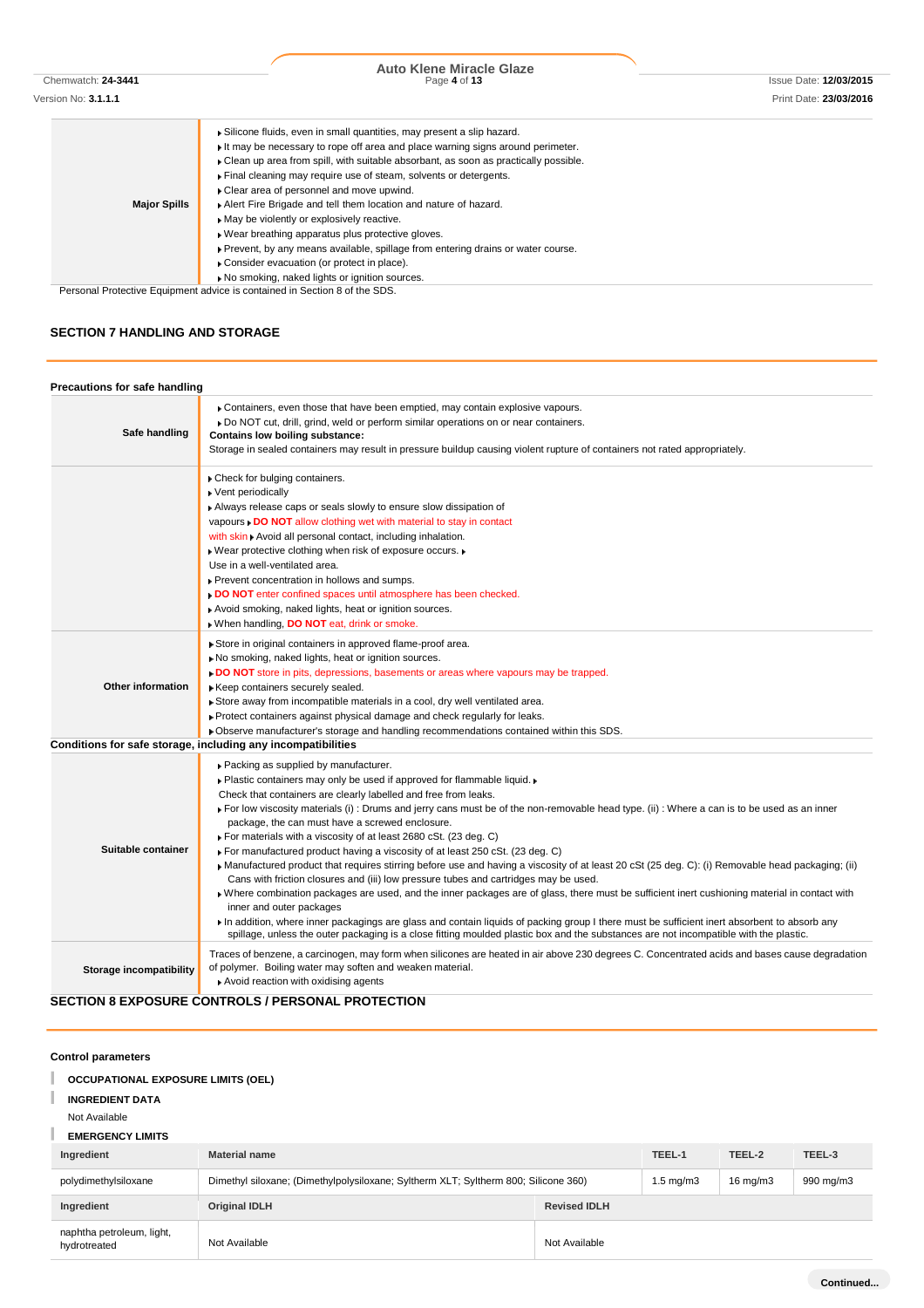| | |
|---|---|
| **Major Spills** | ▸ Silicone fluids, even in small quantities, may present a slip hazard.<br>▸ It may be necessary to rope off area and place warning signs around perimeter.<br>▸ Clean up area from spill, with suitable absorbant, as soon as practically possible.<br>▸ Final cleaning may require use of steam, solvents or detergents.<br>▸ Clear area of personnel and move upwind.<br>▸ Alert Fire Brigade and tell them location and nature of hazard.<br>▸ May be violently or explosively reactive.<br>▸ Wear breathing apparatus plus protective gloves.<br>▸ Prevent, by any means available, spillage from entering drains or water course.<br>▸ Consider evacuation (or protect in place).<br>▸ No smoking, naked lights or ignition sources. |

Personal Protective Equipment advice is contained in Section 8 of the SDS.

## SECTION 7 HANDLING AND STORAGE

### Precautions for safe handling

| | |
|---|---|
| **Safe handling** | ▸ Containers, even those that have been emptied, may contain explosive vapours.<br>▸ Do NOT cut, drill, grind, weld or perform similar operations on or near containers.<br>**Contains low boiling substance:**<br>Storage in sealed containers may result in pressure buildup causing violent rupture of containers not rated appropriately. |
| | ▸ Check for bulging containers.<br>▸ Vent periodically<br>▸ Always release caps or seals slowly to ensure slow dissipation of vapours ▸ **DO NOT** allow clothing wet with material to stay in contact with skin ▸ Avoid all personal contact, including inhalation.<br>▸ Wear protective clothing when risk of exposure occurs. ▸<br>Use in a well-ventilated area.<br>▸ Prevent concentration in hollows and sumps.<br>▸ **DO NOT** enter confined spaces until atmosphere has been checked.<br>▸ Avoid smoking, naked lights, heat or ignition sources.<br>▸ When handling, **DO NOT** eat, drink or smoke. |
| **Other information** | ▸ Store in original containers in approved flame-proof area.<br>▸ No smoking, naked lights, heat or ignition sources.<br>▸ **DO NOT** store in pits, depressions, basements or areas where vapours may be trapped.<br>▸ Keep containers securely sealed.<br>▸ Store away from incompatible materials in a cool, dry well ventilated area.<br>▸ Protect containers against physical damage and check regularly for leaks.<br>▸ Observe manufacturer's storage and handling recommendations contained within this SDS. |

### Conditions for safe storage, including any incompatibilities

| | |
|---|---|
| **Suitable container** | ▸ Packing as supplied by manufacturer.<br>▸ Plastic containers may only be used if approved for flammable liquid. ▸<br>Check that containers are clearly labelled and free from leaks.<br>▸ For low viscosity materials (i) : Drums and jerry cans must be of the non-removable head type. (ii) : Where a can is to be used as an inner package, the can must have a screwed enclosure.<br>▸ For materials with a viscosity of at least 2680 cSt. (23 deg. C)<br>▸ For manufactured product having a viscosity of at least 250 cSt. (23 deg. C)<br>▸ Manufactured product that requires stirring before use and having a viscosity of at least 20 cSt (25 deg. C): (i) Removable head packaging; (ii) Cans with friction closures and (iii) low pressure tubes and cartridges may be used.<br>▸ Where combination packages are used, and the inner packages are of glass, there must be sufficient inert cushioning material in contact with inner and outer packages<br>▸ In addition, where inner packagings are glass and contain liquids of packing group I there must be sufficient inert absorbent to absorb any spillage, unless the outer packaging is a close fitting moulded plastic box and the substances are not incompatible with the plastic. |
| **Storage incompatibility** | Traces of benzene, a carcinogen, may form when silicones are heated in air above 230 degrees C. Concentrated acids and bases cause degradation of polymer. Boiling water may soften and weaken material.<br>▸ Avoid reaction with oxidising agents |

## SECTION 8 EXPOSURE CONTROLS / PERSONAL PROTECTION

### Control parameters

**OCCUPATIONAL EXPOSURE LIMITS (OEL)**

**INGREDIENT DATA**

Not Available

**EMERGENCY LIMITS**

| Ingredient | Material name | TEEL-1 | TEEL-2 | TEEL-3 |
|---|---|---|---|---|
| polydimethylsiloxane | Dimethyl siloxane; (Dimethylpolysiloxane; Syltherm XLT; Syltherm 800; Silicone 360) | 1.5 mg/m3 | 16 mg/m3 | 990 mg/m3 |

| Ingredient | Original IDLH | Revised IDLH |
|---|---|---|
| naphtha petroleum, light, hydrotreated | Not Available | Not Available |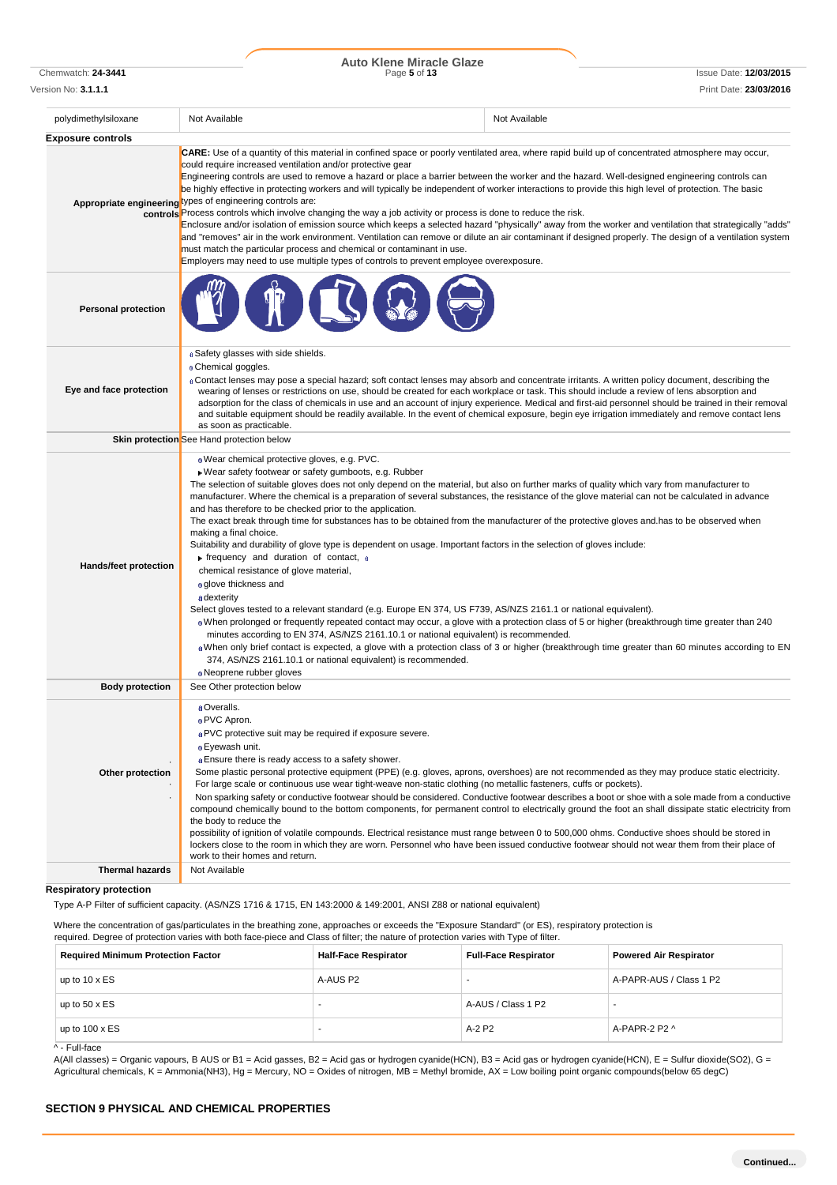| polydimethylsiloxane | Not Available | Not Available |
|---|---|---|

**Exposure controls**

| | |
|---|---|
| Appropriate engineering controls | **CARE:** Use of a quantity of this material in confined space or poorly ventilated area, where rapid build up of concentrated atmosphere may occur, could require increased ventilation and/or protective gear<br>Engineering controls are used to remove a hazard or place a barrier between the worker and the hazard. Well-designed engineering controls can be highly effective in protecting workers and will typically be independent of worker interactions to provide this high level of protection. The basic types of engineering controls are:<br>Process controls which involve changing the way a job activity or process is done to reduce the risk.<br>Enclosure and/or isolation of emission source which keeps a selected hazard "physically" away from the worker and ventilation that strategically "adds" and "removes" air in the work environment. Ventilation can remove or dilute an air contaminant if designed properly. The design of a ventilation system must match the particular process and chemical or contaminant in use.<br>Employers may need to use multiple types of controls to prevent employee overexposure. |
| Personal protection | |
| Eye and face protection | Safety glasses with side shields.<br>Chemical goggles.<br>Contact lenses may pose a special hazard; soft contact lenses may absorb and concentrate irritants. A written policy document, describing the wearing of lenses or restrictions on use, should be created for each workplace or task. This should include a review of lens absorption and adsorption for the class of chemicals in use and an account of injury experience. Medical and first-aid personnel should be trained in their removal and suitable equipment should be readily available. In the event of chemical exposure, begin eye irrigation immediately and remove contact lens as soon as practicable. |
| Skin protection | See Hand protection below |
| Hands/feet protection | Wear chemical protective gloves, e.g. PVC.<br>Wear safety footwear or safety gumboots, e.g. Rubber<br>The selection of suitable gloves does not only depend on the material, but also on further marks of quality which vary from manufacturer to manufacturer. Where the chemical is a preparation of several substances, the resistance of the glove material can not be calculated in advance and has therefore to be checked prior to the application.<br>The exact break through time for substances has to be obtained from the manufacturer of the protective gloves and.has to be observed when making a final choice.<br>Suitability and durability of glove type is dependent on usage. Important factors in the selection of gloves include:<br>frequency and duration of contact,<br>chemical resistance of glove material,<br>glove thickness and<br>dexterity<br>Select gloves tested to a relevant standard (e.g. Europe EN 374, US F739, AS/NZS 2161.1 or national equivalent).<br>When prolonged or frequently repeated contact may occur, a glove with a protection class of 5 or higher (breakthrough time greater than 240 minutes according to EN 374, AS/NZS 2161.10.1 or national equivalent) is recommended.<br>When only brief contact is expected, a glove with a protection class of 3 or higher (breakthrough time greater than 60 minutes according to EN 374, AS/NZS 2161.10.1 or national equivalent) is recommended.<br>Neoprene rubber gloves |
| Body protection | See Other protection below |
| Other protection | Overalls.<br>PVC Apron.<br>PVC protective suit may be required if exposure severe.<br>Eyewash unit.<br>Ensure there is ready access to a safety shower.<br>Some plastic personal protective equipment (PPE) (e.g. gloves, aprons, overshoes) are not recommended as they may produce static electricity.<br>For large scale or continuous use wear tight-weave non-static clothing (no metallic fasteners, cuffs or pockets).<br>Non sparking safety or conductive footwear should be considered. Conductive footwear describes a boot or shoe with a sole made from a conductive compound chemically bound to the bottom components, for permanent control to electrically ground the foot an shall dissipate static electricity from the body to reduce the<br>possibility of ignition of volatile compounds. Electrical resistance must range between 0 to 500,000 ohms. Conductive shoes should be stored in lockers close to the room in which they are worn. Personnel who have been issued conductive footwear should not wear them from their place of work to their homes and return. |
| Thermal hazards | Not Available |

**Respiratory protection**

Type A-P Filter of sufficient capacity. (AS/NZS 1716 & 1715, EN 143:2000 & 149:2001, ANSI Z88 or national equivalent)

Where the concentration of gas/particulates in the breathing zone, approaches or exceeds the "Exposure Standard" (or ES), respiratory protection is required. Degree of protection varies with both face-piece and Class of filter; the nature of protection varies with Type of filter.

| Required Minimum Protection Factor | Half-Face Respirator | Full-Face Respirator | Powered Air Respirator |
|---|---|---|---|
| up to 10 x ES | A-AUS P2 | - | A-PAPR-AUS / Class 1 P2 |
| up to 50 x ES | - | A-AUS / Class 1 P2 | - |
| up to 100 x ES | - | A-2 P2 | A-PAPR-2 P2 ^ |

^ - Full-face

A(All classes) = Organic vapours, B AUS or B1 = Acid gasses, B2 = Acid gas or hydrogen cyanide(HCN), B3 = Acid gas or hydrogen cyanide(HCN), E = Sulfur dioxide(SO2), G = Agricultural chemicals, K = Ammonia(NH3), Hg = Mercury, NO = Oxides of nitrogen, MB = Methyl bromide, AX = Low boiling point organic compounds(below 65 degC)

## SECTION 9 PHYSICAL AND CHEMICAL PROPERTIES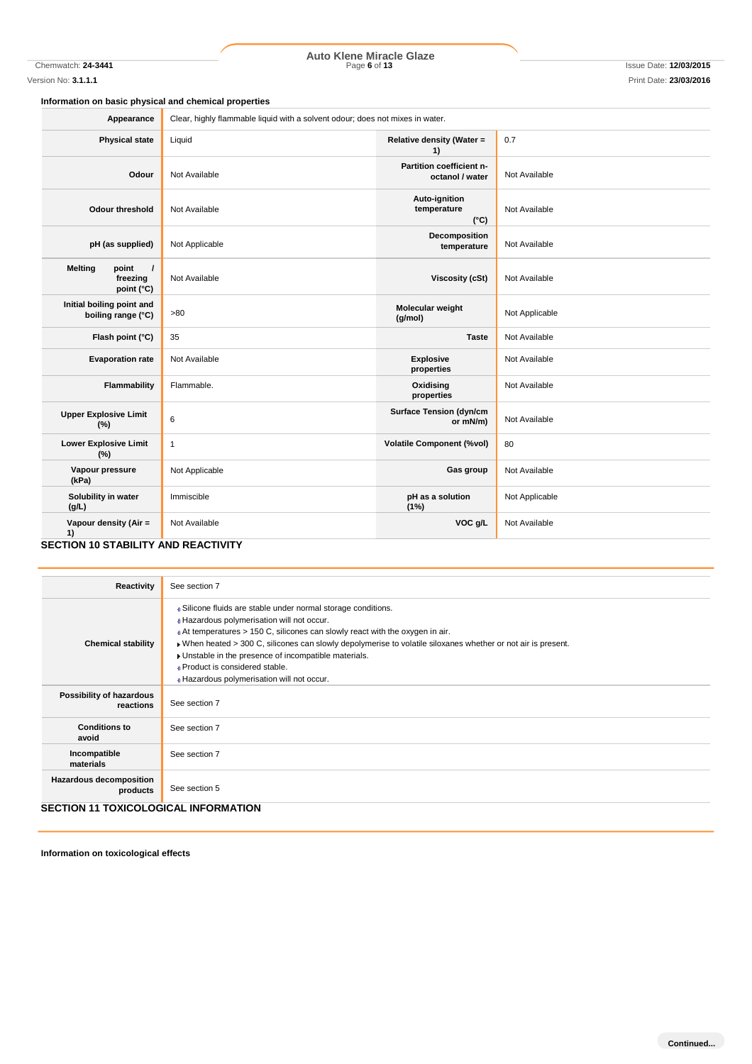### Information on basic physical and chemical properties

| | | | |
|---|---|---|---|
| **Appearance** | Clear, highly flammable liquid with a solvent odour; does not mixes in water. | | |
| **Physical state** | Liquid | **Relative density (Water = 1)** | 0.7 |
| **Odour** | Not Available | **Partition coefficient n-octanol / water** | Not Available |
| **Odour threshold** | Not Available | **Auto-ignition temperature (°C)** | Not Available |
| **pH (as supplied)** | Not Applicable | **Decomposition temperature** | Not Available |
| **Melting point / freezing point (°C)** | Not Available | **Viscosity (cSt)** | Not Available |
| **Initial boiling point and boiling range (°C)** | >80 | **Molecular weight (g/mol)** | Not Applicable |
| **Flash point (°C)** | 35 | **Taste** | Not Available |
| **Evaporation rate** | Not Available | **Explosive properties** | Not Available |
| **Flammability** | Flammable. | **Oxidising properties** | Not Available |
| **Upper Explosive Limit (%)** | 6 | **Surface Tension (dyn/cm or mN/m)** | Not Available |
| **Lower Explosive Limit (%)** | 1 | **Volatile Component (%vol)** | 80 |
| **Vapour pressure (kPa)** | Not Applicable | **Gas group** | Not Available |
| **Solubility in water (g/L)** | Immiscible | **pH as a solution (1%)** | Not Applicable |
| **Vapour density (Air = 1)** | Not Available | **VOC g/L** | Not Available |

## SECTION 10 STABILITY AND REACTIVITY

| | |
|---|---|
| **Reactivity** | See section 7 |
| **Chemical stability** | Silicone fluids are stable under normal storage conditions.<br>Hazardous polymerisation will not occur.<br>At temperatures > 150 C, silicones can slowly react with the oxygen in air.<br>When heated > 300 C, silicones can slowly depolymerise to volatile siloxanes whether or not air is present.<br>Unstable in the presence of incompatible materials.<br>Product is considered stable.<br>Hazardous polymerisation will not occur. |
| **Possibility of hazardous reactions** | See section 7 |
| **Conditions to avoid** | See section 7 |
| **Incompatible materials** | See section 7 |
| **Hazardous decomposition products** | See section 5 |

## SECTION 11 TOXICOLOGICAL INFORMATION

**Information on toxicological effects**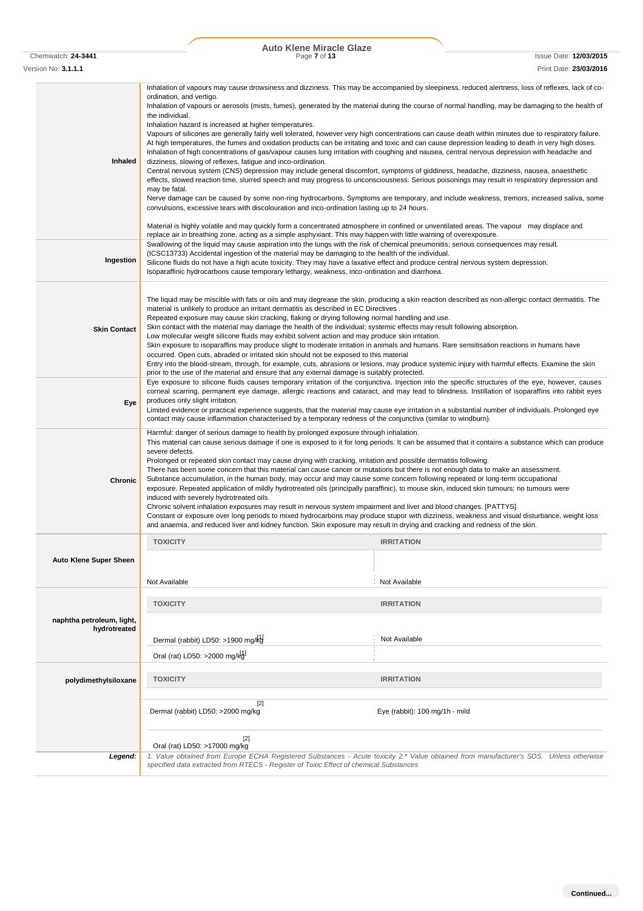| | |
|---|---|
| **Inhaled** | Inhalation of vapours may cause drowsiness and dizziness. This may be accompanied by sleepiness, reduced alertness, loss of reflexes, lack of co-ordination, and vertigo.<br>Inhalation of vapours or aerosols (mists, fumes), generated by the material during the course of normal handling, may be damaging to the health of the individual.<br>Inhalation hazard is increased at higher temperatures.<br>Vapours of silicones are generally fairly well tolerated, however very high concentrations can cause death within minutes due to respiratory failure. At high temperatures, the fumes and oxidation products can be irritating and toxic and can cause depression leading to death in very high doses.<br>Inhalation of high concentrations of gas/vapour causes lung irritation with coughing and nausea, central nervous depression with headache and dizziness, slowing of reflexes, fatigue and inco-ordination.<br>Central nervous system (CNS) depression may include general discomfort, symptoms of giddiness, headache, dizziness, nausea, anaesthetic effects, slowed reaction time, slurred speech and may progress to unconsciousness. Serious poisonings may result in respiratory depression and may be fatal.<br>Nerve damage can be caused by some non-ring hydrocarbons. Symptoms are temporary, and include weakness, tremors, increased saliva, some convulsions, excessive tears with discolouration and inco-ordination lasting up to 24 hours.<br><br>Material is highly volatile and may quickly form a concentrated atmosphere in confined or unventilated areas. The vapour may displace and replace air in breathing zone, acting as a simple asphyxiant. This may happen with little warning of overexposure. |
| **Ingestion** | Swallowing of the liquid may cause aspiration into the lungs with the risk of chemical pneumonitis; serious consequences may result. (ICSC13733) Accidental ingestion of the material may be damaging to the health of the individual.<br>Silicone fluids do not have a high acute toxicity. They may have a laxative effect and produce central nervous system depression.<br>Isoparaffinic hydrocarbons cause temporary lethargy, weakness, inco-ordination and diarrhoea. |
| **Skin Contact** | The liquid may be miscible with fats or oils and may degrease the skin, producing a skin reaction described as non-allergic contact dermatitis. The material is unlikely to produce an irritant dermatitis as described in EC Directives .<br>Repeated exposure may cause skin cracking, flaking or drying following normal handling and use.<br>Skin contact with the material may damage the health of the individual; systemic effects may result following absorption.<br>Low molecular weight silicone fluids may exhibit solvent action and may produce skin irritation.<br>Skin exposure to isoparaffins may produce slight to moderate irritation in animals and humans. Rare sensitisation reactions in humans have occurred. Open cuts, abraded or irritated skin should not be exposed to this material<br>Entry into the blood-stream, through, for example, cuts, abrasions or lesions, may produce systemic injury with harmful effects. Examine the skin prior to the use of the material and ensure that any external damage is suitably protected. |
| **Eye** | Eye exposure to silicone fluids causes temporary irritation of the conjunctiva. Injection into the specific structures of the eye, however, causes corneal scarring, permanent eye damage, allergic reactions and cataract, and may lead to blindness. Instillation of isoparaffins into rabbit eyes produces only slight irritation.<br>Limited evidence or practical experience suggests, that the material may cause eye irritation in a substantial number of individuals. Prolonged eye contact may cause inflammation characterised by a temporary redness of the conjunctiva (similar to windburn). |
| **Chronic** | Harmful: danger of serious damage to health by prolonged exposure through inhalation.<br>This material can cause serious damage if one is exposed to it for long periods. It can be assumed that it contains a substance which can produce severe defects.<br>Prolonged or repeated skin contact may cause drying with cracking, irritation and possible dermatitis following.<br>There has been some concern that this material can cause cancer or mutations but there is not enough data to make an assessment.<br>Substance accumulation, in the human body, may occur and may cause some concern following repeated or long-term occupational exposure. Repeated application of mildly hydrotreated oils (principally paraffinic), to mouse skin, induced skin tumours; no tumours were induced with severely hydrotreated oils.<br>Chronic solvent inhalation exposures may result in nervous system impairment and liver and blood changes. [PATTYS]<br>Constant or exposure over long periods to mixed hydrocarbons may produce stupor with dizziness, weakness and visual disturbance, weight loss and anaemia, and reduced liver and kidney function. Skin exposure may result in drying and cracking and redness of the skin. |

| | TOXICITY | IRRITATION |
|---|---|---|
| **Auto Klene Super Sheen** | Not Available | Not Available |
| **naphtha petroleum, light, hydrotreated** | Dermal (rabbit) LD50: >1900 mg/kg[1] | Not Available |
| | Oral (rat) LD50: >2000 mg/kg[1] | |
| **polydimethylsiloxane** | Dermal (rabbit) LD50: >2000 mg/kg[2] | Eye (rabbit): 100 mg/1h - mild |
| | Oral (rat) LD50: >17000 mg/kg[2] | |
| ***Legend:*** | *1. Value obtained from Europe ECHA Registered Substances - Acute toxicity 2.\* Value obtained from manufacturer's SDS. Unless otherwise specified data extracted from RTECS - Register of Toxic Effect of chemical Substances* | |

**Continued...**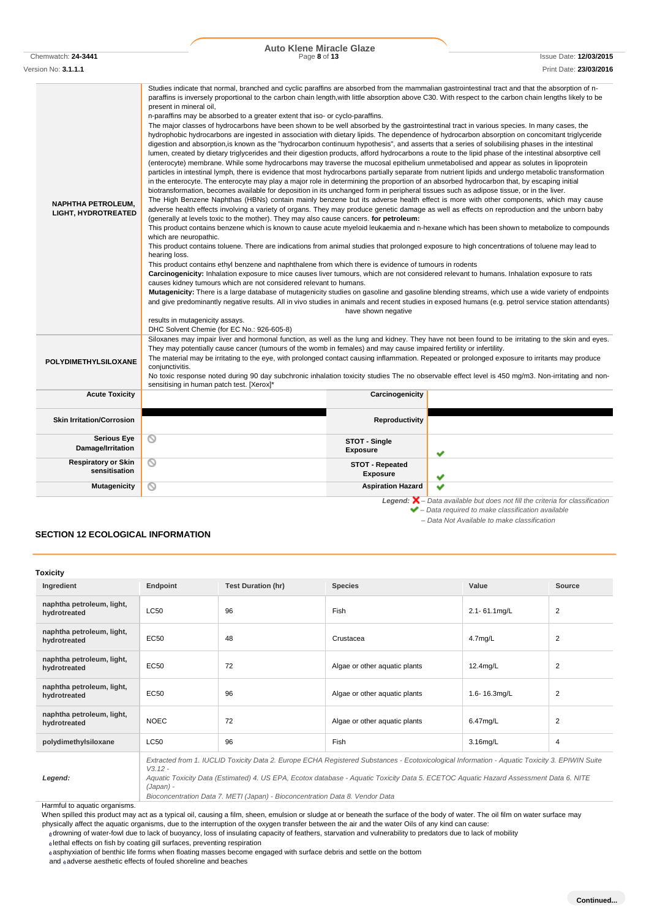| | |
|---|---|
| **NAPHTHA PETROLEUM, LIGHT, HYDROTREATED** | Studies indicate that normal, branched and cyclic paraffins are absorbed from the mammalian gastrointestinal tract and that the absorption of n-paraffins is inversely proportional to the carbon chain length,with little absorption above C30. With respect to the carbon chain lengths likely to be present in mineral oil,<br>n-paraffins may be absorbed to a greater extent that iso- or cyclo-paraffins.<br>The major classes of hydrocarbons have been shown to be well absorbed by the gastrointestinal tract in various species. In many cases, the hydrophobic hydrocarbons are ingested in association with dietary lipids. The dependence of hydrocarbon absorption on concomitant triglyceride digestion and absorption,is known as the "hydrocarbon continuum hypothesis", and asserts that a series of solubilising phases in the intestinal lumen, created by dietary triglycerides and their digestion products, afford hydrocarbons a route to the lipid phase of the intestinal absorptive cell (enterocyte) membrane. While some hydrocarbons may traverse the mucosal epithelium unmetabolised and appear as solutes in lipoprotein particles in intestinal lymph, there is evidence that most hydrocarbons partially separate from nutrient lipids and undergo metabolic transformation in the enterocyte. The enterocyte may play a major role in determining the proportion of an absorbed hydrocarbon that, by escaping initial biotransformation, becomes available for deposition in its unchanged form in peripheral tissues such as adipose tissue, or in the liver.<br>The High Benzene Naphthas (HBNs) contain mainly benzene but its adverse health effect is more with other components, which may cause adverse health effects involving a variety of organs. They may produce genetic damage as well as effects on reproduction and the unborn baby (generally at levels toxic to the mother). They may also cause cancers. **for petroleum:**<br>This product contains benzene which is known to cause acute myeloid leukaemia and n-hexane which has been shown to metabolize to compounds which are neuropathic.<br>This product contains toluene. There are indications from animal studies that prolonged exposure to high concentrations of toluene may lead to hearing loss.<br>This product contains ethyl benzene and naphthalene from which there is evidence of tumours in rodents<br>**Carcinogenicity:** Inhalation exposure to mice causes liver tumours, which are not considered relevant to humans. Inhalation exposure to rats causes kidney tumours which are not considered relevant to humans.<br>**Mutagenicity:** There is a large database of mutagenicity studies on gasoline and gasoline blending streams, which use a wide variety of endpoints and give predominantly negative results. All in vivo studies in animals and recent studies in exposed humans (e.g. petrol service station attendants) have shown negative<br>results in mutagenicity assays.<br>DHC Solvent Chemie (for EC No.: 926-605-8) |
| **POLYDIMETHYLSILOXANE** | Siloxanes may impair liver and hormonal function, as well as the lung and kidney. They have not been found to be irritating to the skin and eyes. They may potentially cause cancer (tumours of the womb in females) and may cause impaired fertility or infertility.<br>The material may be irritating to the eye, with prolonged contact causing inflammation. Repeated or prolonged exposure to irritants may produce conjunctivitis.<br>No toxic response noted during 90 day subchronic inhalation toxicity studies The no observable effect level is 450 mg/m3. Non-irritating and non-sensitising in human patch test. [Xerox]* |

| | | | |
|---|---|---|---|
| **Acute Toxicity** | | **Carcinogenicity** | |
| **Skin Irritation/Corrosion** | | **Reproductivity** | |
| **Serious Eye Damage/Irritation** | ⦸ | **STOT - Single Exposure** | ✔ |
| **Respiratory or Skin sensitisation** | ⦸ | **STOT - Repeated Exposure** | ✔ |
| **Mutagenicity** | ⦸ | **Aspiration Hazard** | ✔ |

*Legend:* ✘ – Data available but does not fill the criteria for classification
✔ – Data required to make classification available
⦸ – Data Not Available to make classification

## SECTION 12 ECOLOGICAL INFORMATION

### Toxicity

| Ingredient | Endpoint | Test Duration (hr) | Species | Value | Source |
|---|---|---|---|---|---|
| **naphtha petroleum, light, hydrotreated** | LC50 | 96 | Fish | 2.1- 61.1mg/L | 2 |
| **naphtha petroleum, light, hydrotreated** | EC50 | 48 | Crustacea | 4.7mg/L | 2 |
| **naphtha petroleum, light, hydrotreated** | EC50 | 72 | Algae or other aquatic plants | 12.4mg/L | 2 |
| **naphtha petroleum, light, hydrotreated** | EC50 | 96 | Algae or other aquatic plants | 1.6- 16.3mg/L | 2 |
| **naphtha petroleum, light, hydrotreated** | NOEC | 72 | Algae or other aquatic plants | 6.47mg/L | 2 |
| **polydimethylsiloxane** | LC50 | 96 | Fish | 3.16mg/L | 4 |
| ***Legend:*** | *Extracted from 1. IUCLID Toxicity Data 2. Europe ECHA Registered Substances - Ecotoxicological Information - Aquatic Toxicity 3. EPIWIN Suite V3.12 - Aquatic Toxicity Data (Estimated) 4. US EPA, Ecotox database - Aquatic Toxicity Data 5. ECETOC Aquatic Hazard Assessment Data 6. NITE (Japan) - Bioconcentration Data 7. METI (Japan) - Bioconcentration Data 8. Vendor Data* | | | | |

Harmful to aquatic organisms.

When spilled this product may act as a typical oil, causing a film, sheen, emulsion or sludge at or beneath the surface of the body of water. The oil film on water surface may physically affect the aquatic organisms, due to the interruption of the oxygen transfer between the air and the water Oils of any kind can cause:

- drowning of water-fowl due to lack of buoyancy, loss of insulating capacity of feathers, starvation and vulnerability to predators due to lack of mobility
- lethal effects on fish by coating gill surfaces, preventing respiration
- asphyxiation of benthic life forms when floating masses become engaged with surface debris and settle on the bottom

and
- adverse aesthetic effects of fouled shoreline and beaches

Continued...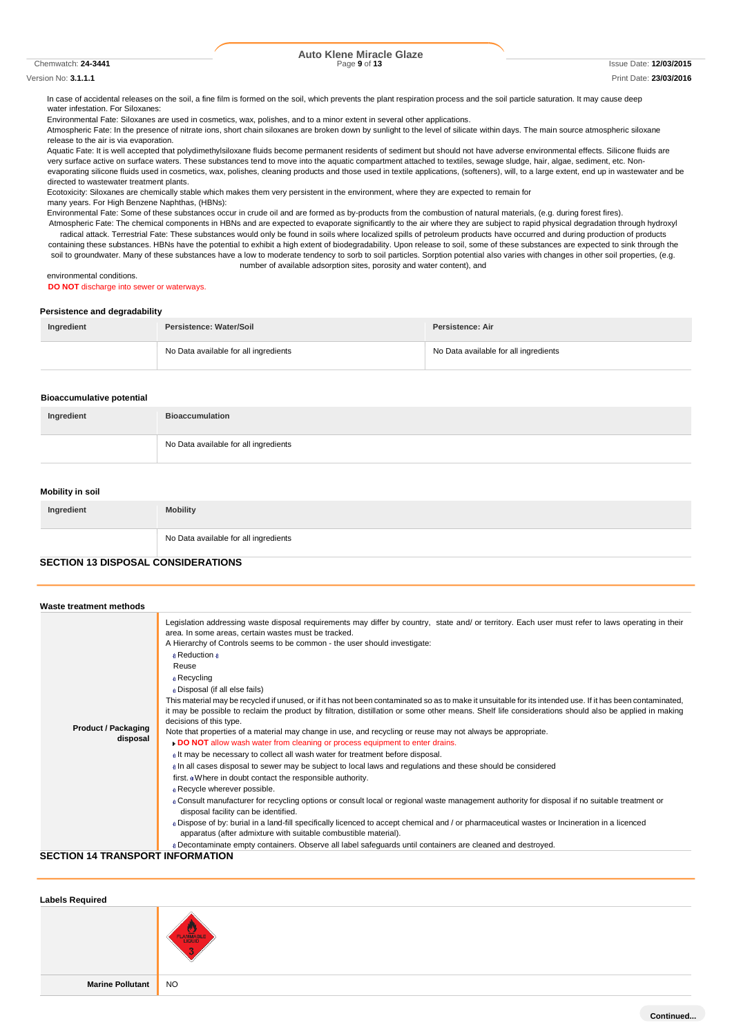In case of accidental releases on the soil, a fine film is formed on the soil, which prevents the plant respiration process and the soil particle saturation. It may cause deep water infestation. For Siloxanes:

Environmental Fate: Siloxanes are used in cosmetics, wax, polishes, and to a minor extent in several other applications.

Atmospheric Fate: In the presence of nitrate ions, short chain siloxanes are broken down by sunlight to the level of silicate within days. The main source atmospheric siloxane release to the air is via evaporation.

Aquatic Fate: It is well accepted that polydimethylsiloxane fluids become permanent residents of sediment but should not have adverse environmental effects. Silicone fluids are very surface active on surface waters. These substances tend to move into the aquatic compartment attached to textiles, sewage sludge, hair, algae, sediment, etc. Non-evaporating silicone fluids used in cosmetics, wax, polishes, cleaning products and those used in textile applications, (softeners), will, to a large extent, end up in wastewater and be directed to wastewater treatment plants.

Ecotoxicity: Siloxanes are chemically stable which makes them very persistent in the environment, where they are expected to remain for many years. For High Benzene Naphthas, (HBNs):

Environmental Fate: Some of these substances occur in crude oil and are formed as by-products from the combustion of natural materials, (e.g. during forest fires).

Atmospheric Fate: The chemical components in HBNs and are expected to evaporate significantly to the air where they are subject to rapid physical degradation through hydroxyl radical attack. Terrestrial Fate: These substances would only be found in soils where localized spills of petroleum products have occurred and during production of products containing these substances. HBNs have the potential to exhibit a high extent of biodegradability. Upon release to soil, some of these substances are expected to sink through the soil to groundwater. Many of these substances have a low to moderate tendency to sorb to soil particles. Sorption potential also varies with changes in other soil properties, (e.g. number of available adsorption sites, porosity and water content), and environmental conditions.

**DO NOT** discharge into sewer or waterways.

### Persistence and degradability

| Ingredient | Persistence: Water/Soil | Persistence: Air |
|---|---|---|
| | No Data available for all ingredients | No Data available for all ingredients |

### Bioaccumulative potential

| Ingredient | Bioaccumulation |
|---|---|
| | No Data available for all ingredients |

### Mobility in soil

| Ingredient | Mobility |
|---|---|
| | No Data available for all ingredients |

## SECTION 13 DISPOSAL CONSIDERATIONS

### Waste treatment methods

**Product / Packaging disposal**

Legislation addressing waste disposal requirements may differ by country, state and/ or territory. Each user must refer to laws operating in their area. In some areas, certain wastes must be tracked.

A Hierarchy of Controls seems to be common - the user should investigate:

- Reduction
- Reuse
- Recycling
- Disposal (if all else fails)

This material may be recycled if unused, or if it has not been contaminated so as to make it unsuitable for its intended use. If it has been contaminated, it may be possible to reclaim the product by filtration, distillation or some other means. Shelf life considerations should also be applied in making decisions of this type.

Note that properties of a material may change in use, and recycling or reuse may not always be appropriate.

- **DO NOT** allow wash water from cleaning or process equipment to enter drains.
- It may be necessary to collect all wash water for treatment before disposal.
- In all cases disposal to sewer may be subject to local laws and regulations and these should be considered first.
- Where in doubt contact the responsible authority.
- Recycle wherever possible.
- Consult manufacturer for recycling options or consult local or regional waste management authority for disposal if no suitable treatment or disposal facility can be identified.
- Dispose of by: burial in a land-fill specifically licenced to accept chemical and / or pharmaceutical wastes or Incineration in a licenced apparatus (after admixture with suitable combustible material).
- Decontaminate empty containers. Observe all label safeguards until containers are cleaned and destroyed.

## SECTION 14 TRANSPORT INFORMATION

### Labels Required

| | |
|---|---|
| | FLAMMABLE LIQUID 3 |
| **Marine Pollutant** | NO |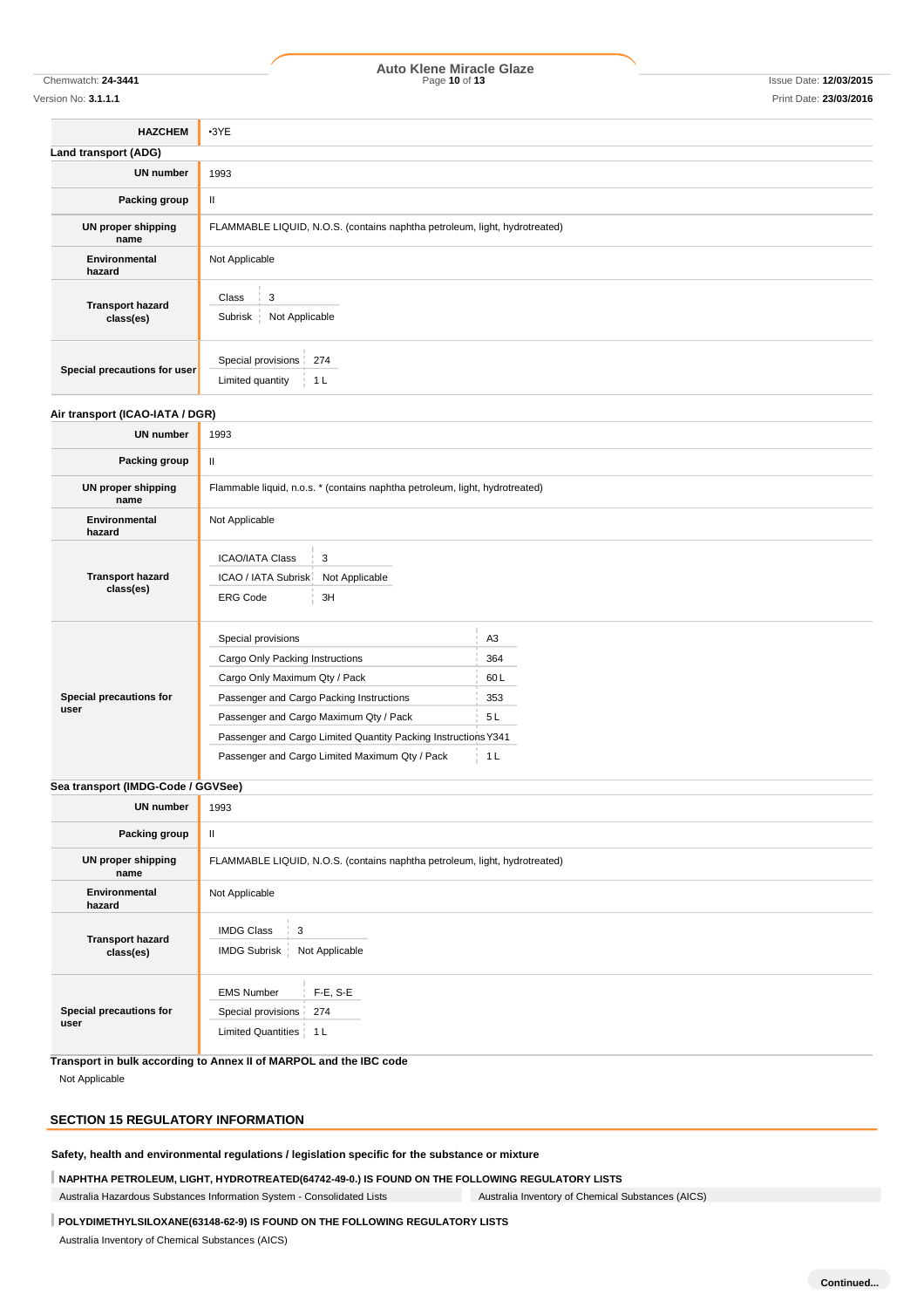| HAZCHEM | •3YE |
|---|---|

**Land transport (ADG)**

| | |
|---|---|
| UN number | 1993 |
| Packing group | II |
| UN proper shipping name | FLAMMABLE LIQUID, N.O.S. (contains naphtha petroleum, light, hydrotreated) |
| Environmental hazard | Not Applicable |
| Transport hazard class(es) | Class: 3<br>Subrisk: Not Applicable |
| Special precautions for user | Special provisions: 274<br>Limited quantity: 1 L |

**Air transport (ICAO-IATA / DGR)**

| | |
|---|---|
| UN number | 1993 |
| Packing group | II |
| UN proper shipping name | Flammable liquid, n.o.s. * (contains naphtha petroleum, light, hydrotreated) |
| Environmental hazard | Not Applicable |
| Transport hazard class(es) | ICAO/IATA Class: 3<br>ICAO / IATA Subrisk: Not Applicable<br>ERG Code: 3H |
| Special precautions for user | Special provisions: A3<br>Cargo Only Packing Instructions: 364<br>Cargo Only Maximum Qty / Pack: 60 L<br>Passenger and Cargo Packing Instructions: 353<br>Passenger and Cargo Maximum Qty / Pack: 5 L<br>Passenger and Cargo Limited Quantity Packing Instructions: Y341<br>Passenger and Cargo Limited Maximum Qty / Pack: 1 L |

**Sea transport (IMDG-Code / GGVSee)**

| | |
|---|---|
| UN number | 1993 |
| Packing group | II |
| UN proper shipping name | FLAMMABLE LIQUID, N.O.S. (contains naphtha petroleum, light, hydrotreated) |
| Environmental hazard | Not Applicable |
| Transport hazard class(es) | IMDG Class: 3<br>IMDG Subrisk: Not Applicable |
| Special precautions for user | EMS Number: F-E, S-E<br>Special provisions: 274<br>Limited Quantities: 1 L |

**Transport in bulk according to Annex II of MARPOL and the IBC code**

Not Applicable

## SECTION 15 REGULATORY INFORMATION

**Safety, health and environmental regulations / legislation specific for the substance or mixture**

**NAPHTHA PETROLEUM, LIGHT, HYDROTREATED(64742-49-0.) IS FOUND ON THE FOLLOWING REGULATORY LISTS**

| | |
|---|---|
| Australia Hazardous Substances Information System - Consolidated Lists | Australia Inventory of Chemical Substances (AICS) |

**POLYDIMETHYLSILOXANE(63148-62-9) IS FOUND ON THE FOLLOWING REGULATORY LISTS**

Australia Inventory of Chemical Substances (AICS)

Continued...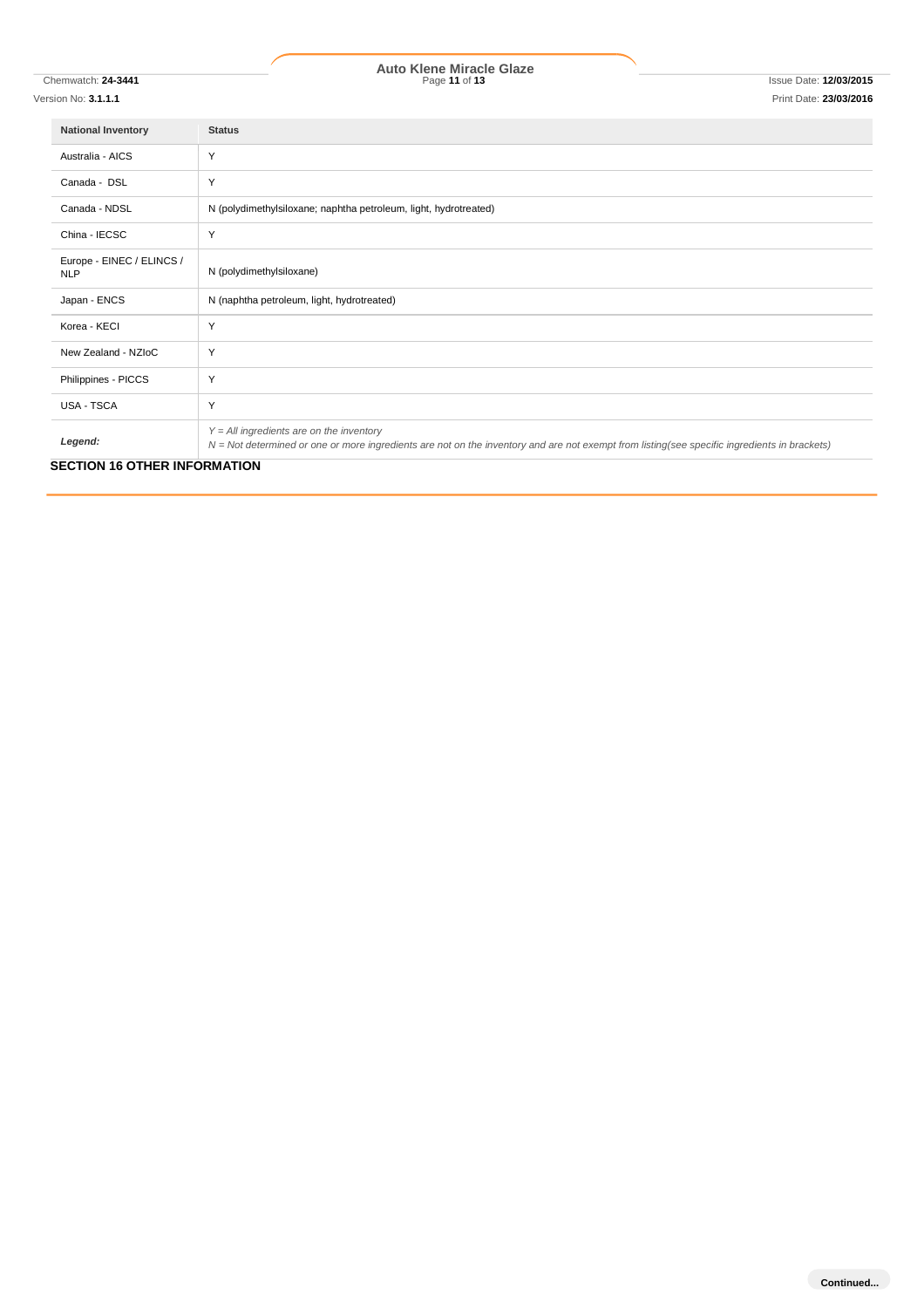| National Inventory | Status |
| --- | --- |
| Australia - AICS | Y |
| Canada - DSL | Y |
| Canada - NDSL | N (polydimethylsiloxane; naphtha petroleum, light, hydrotreated) |
| China - IECSC | Y |
| Europe - EINEC / ELINCS / NLP | N (polydimethylsiloxane) |
| Japan - ENCS | N (naphtha petroleum, light, hydrotreated) |
| Korea - KECI | Y |
| New Zealand - NZIoC | Y |
| Philippines - PICCS | Y |
| USA - TSCA | Y |
| ***Legend:*** | *Y = All ingredients are on the inventory*<br>*N = Not determined or one or more ingredients are not on the inventory and are not exempt from listing(see specific ingredients in brackets)* |

## SECTION 16 OTHER INFORMATION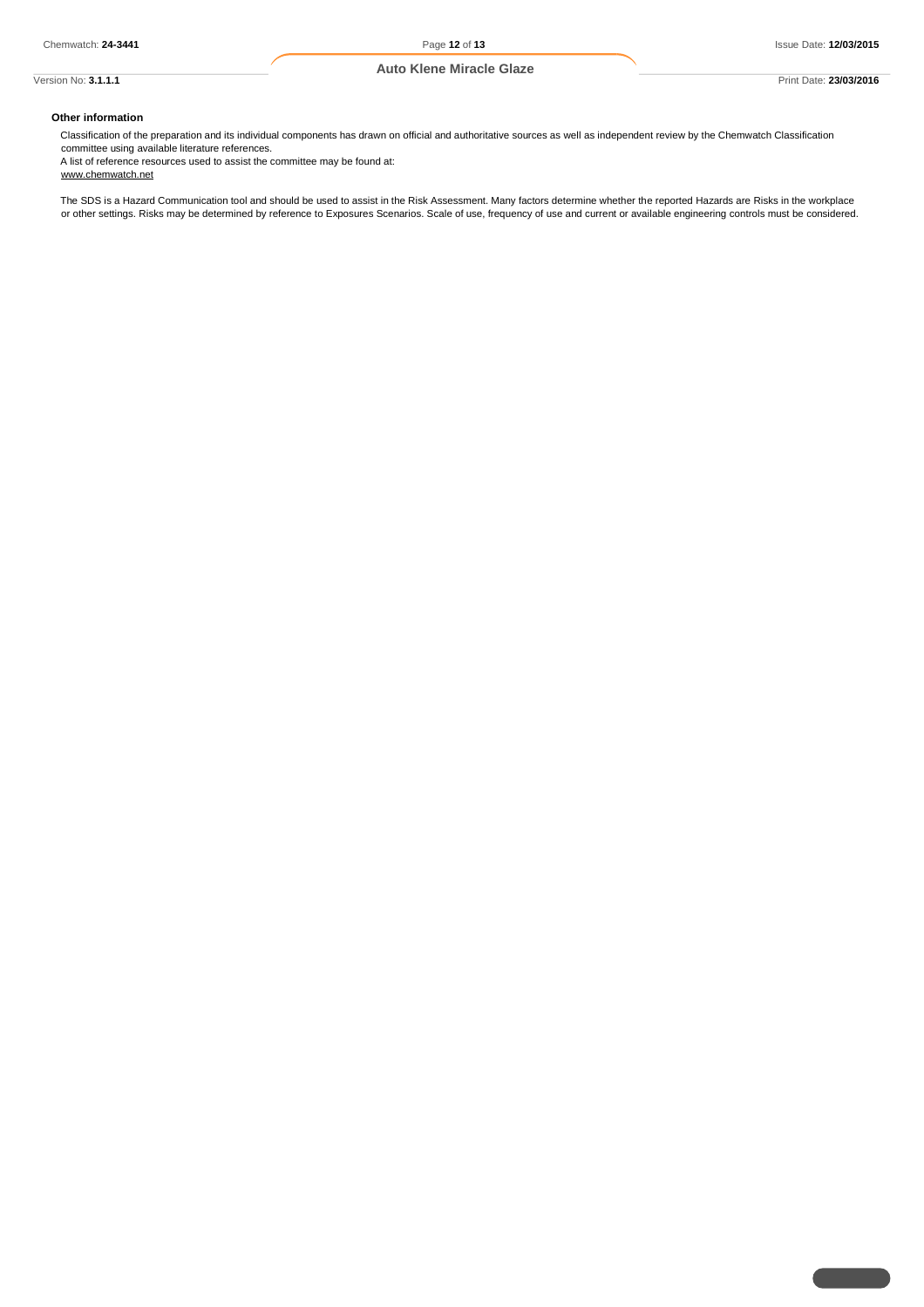### Other information

Classification of the preparation and its individual components has drawn on official and authoritative sources as well as independent review by the Chemwatch Classification committee using available literature references.
A list of reference resources used to assist the committee may be found at:
www.chemwatch.net

The SDS is a Hazard Communication tool and should be used to assist in the Risk Assessment. Many factors determine whether the reported Hazards are Risks in the workplace or other settings. Risks may be determined by reference to Exposures Scenarios. Scale of use, frequency of use and current or available engineering controls must be considered.